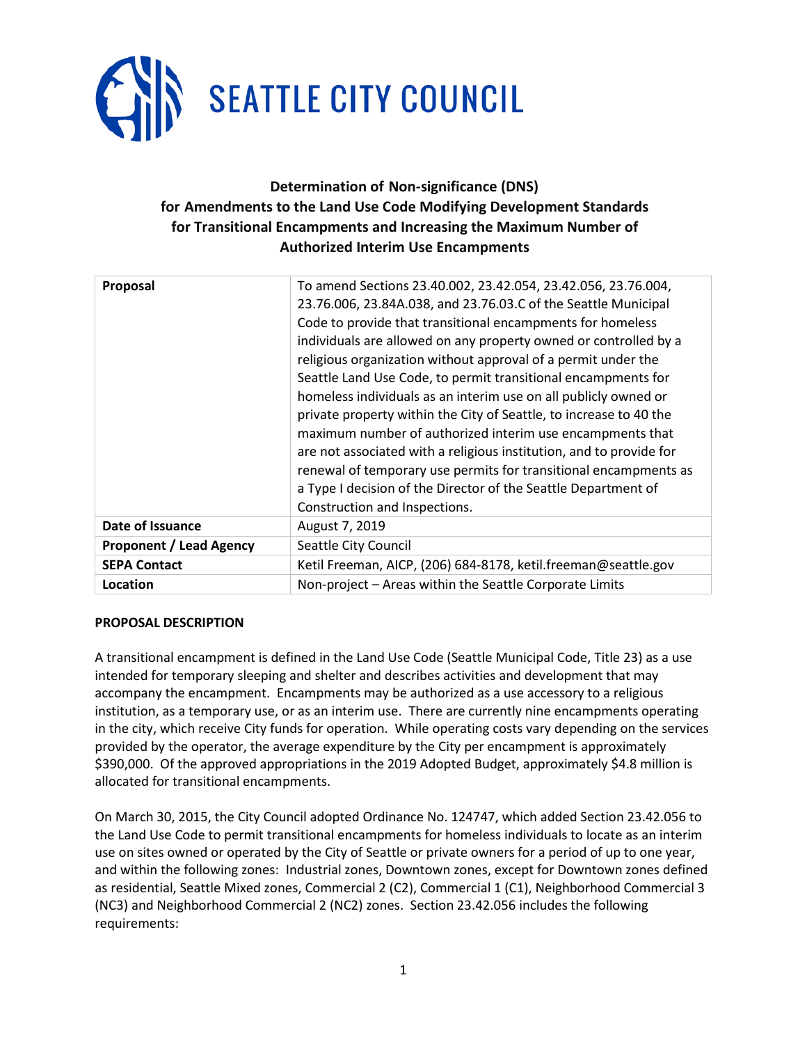# SEATTLE CITY COUNCIL

## Determination of Non-significance (DNS) for Amendments to the Land Use Code Modifying Development Standards for Transitional Encampments and Increasing the Maximum Number of Authorized Interim Use Encampments

| **Proposal** | To amend Sections 23.40.002, 23.42.054, 23.42.056, 23.76.004, 23.76.006, 23.84A.038, and 23.76.03.C of the Seattle Municipal Code to provide that transitional encampments for homeless individuals are allowed on any property owned or controlled by a religious organization without approval of a permit under the Seattle Land Use Code, to permit transitional encampments for homeless individuals as an interim use on all publicly owned or private property within the City of Seattle, to increase to 40 the maximum number of authorized interim use encampments that are not associated with a religious institution, and to provide for renewal of temporary use permits for transitional encampments as a Type I decision of the Director of the Seattle Department of Construction and Inspections. |
|---|---|
| **Date of Issuance** | August 7, 2019 |
| **Proponent / Lead Agency** | Seattle City Council |
| **SEPA Contact** | Ketil Freeman, AICP, (206) 684-8178, ketil.freeman@seattle.gov |
| **Location** | Non-project – Areas within the Seattle Corporate Limits |

**PROPOSAL DESCRIPTION**

A transitional encampment is defined in the Land Use Code (Seattle Municipal Code, Title 23) as a use intended for temporary sleeping and shelter and describes activities and development that may accompany the encampment. Encampments may be authorized as a use accessory to a religious institution, as a temporary use, or as an interim use. There are currently nine encampments operating in the city, which receive City funds for operation. While operating costs vary depending on the services provided by the operator, the average expenditure by the City per encampment is approximately $390,000. Of the approved appropriations in the 2019 Adopted Budget, approximately $4.8 million is allocated for transitional encampments.

On March 30, 2015, the City Council adopted Ordinance No. 124747, which added Section 23.42.056 to the Land Use Code to permit transitional encampments for homeless individuals to locate as an interim use on sites owned or operated by the City of Seattle or private owners for a period of up to one year, and within the following zones: Industrial zones, Downtown zones, except for Downtown zones defined as residential, Seattle Mixed zones, Commercial 2 (C2), Commercial 1 (C1), Neighborhood Commercial 3 (NC3) and Neighborhood Commercial 2 (NC2) zones. Section 23.42.056 includes the following requirements: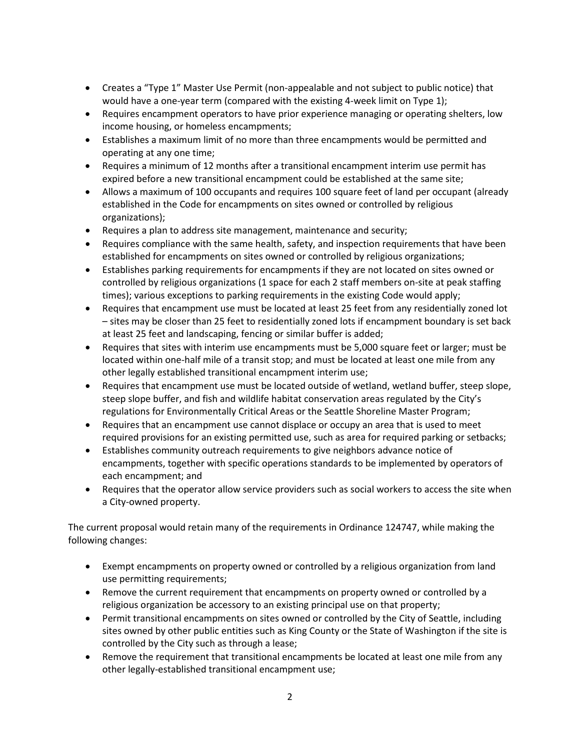- Creates a "Type 1" Master Use Permit (non-appealable and not subject to public notice) that would have a one-year term (compared with the existing 4-week limit on Type 1);
- Requires encampment operators to have prior experience managing or operating shelters, low income housing, or homeless encampments;
- Establishes a maximum limit of no more than three encampments would be permitted and operating at any one time;
- Requires a minimum of 12 months after a transitional encampment interim use permit has expired before a new transitional encampment could be established at the same site;
- Allows a maximum of 100 occupants and requires 100 square feet of land per occupant (already established in the Code for encampments on sites owned or controlled by religious organizations);
- Requires a plan to address site management, maintenance and security;
- Requires compliance with the same health, safety, and inspection requirements that have been established for encampments on sites owned or controlled by religious organizations;
- Establishes parking requirements for encampments if they are not located on sites owned or controlled by religious organizations (1 space for each 2 staff members on-site at peak staffing times); various exceptions to parking requirements in the existing Code would apply;
- Requires that encampment use must be located at least 25 feet from any residentially zoned lot – sites may be closer than 25 feet to residentially zoned lots if encampment boundary is set back at least 25 feet and landscaping, fencing or similar buffer is added;
- Requires that sites with interim use encampments must be 5,000 square feet or larger; must be located within one-half mile of a transit stop; and must be located at least one mile from any other legally established transitional encampment interim use;
- Requires that encampment use must be located outside of wetland, wetland buffer, steep slope, steep slope buffer, and fish and wildlife habitat conservation areas regulated by the City's regulations for Environmentally Critical Areas or the Seattle Shoreline Master Program;
- Requires that an encampment use cannot displace or occupy an area that is used to meet required provisions for an existing permitted use, such as area for required parking or setbacks;
- Establishes community outreach requirements to give neighbors advance notice of encampments, together with specific operations standards to be implemented by operators of each encampment; and
- Requires that the operator allow service providers such as social workers to access the site when a City-owned property.

The current proposal would retain many of the requirements in Ordinance 124747, while making the following changes:

- Exempt encampments on property owned or controlled by a religious organization from land use permitting requirements;
- Remove the current requirement that encampments on property owned or controlled by a religious organization be accessory to an existing principal use on that property;
- Permit transitional encampments on sites owned or controlled by the City of Seattle, including sites owned by other public entities such as King County or the State of Washington if the site is controlled by the City such as through a lease;
- Remove the requirement that transitional encampments be located at least one mile from any other legally-established transitional encampment use;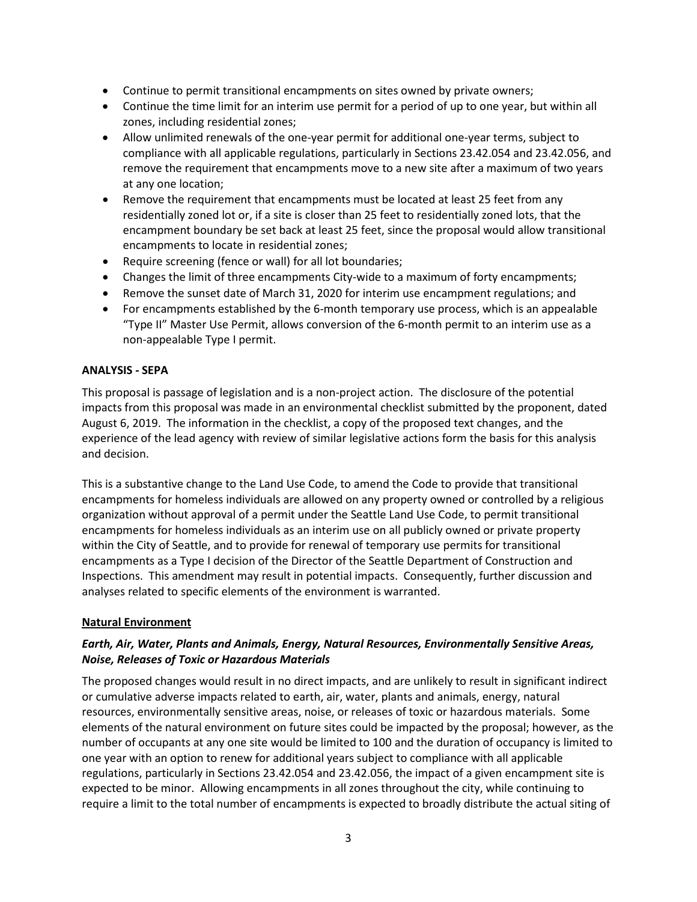- Continue to permit transitional encampments on sites owned by private owners;
- Continue the time limit for an interim use permit for a period of up to one year, but within all zones, including residential zones;
- Allow unlimited renewals of the one-year permit for additional one-year terms, subject to compliance with all applicable regulations, particularly in Sections 23.42.054 and 23.42.056, and remove the requirement that encampments move to a new site after a maximum of two years at any one location;
- Remove the requirement that encampments must be located at least 25 feet from any residentially zoned lot or, if a site is closer than 25 feet to residentially zoned lots, that the encampment boundary be set back at least 25 feet, since the proposal would allow transitional encampments to locate in residential zones;
- Require screening (fence or wall) for all lot boundaries;
- Changes the limit of three encampments City-wide to a maximum of forty encampments;
- Remove the sunset date of March 31, 2020 for interim use encampment regulations; and
- For encampments established by the 6-month temporary use process, which is an appealable "Type II" Master Use Permit, allows conversion of the 6-month permit to an interim use as a non-appealable Type I permit.

**ANALYSIS - SEPA**

This proposal is passage of legislation and is a non-project action. The disclosure of the potential impacts from this proposal was made in an environmental checklist submitted by the proponent, dated August 6, 2019. The information in the checklist, a copy of the proposed text changes, and the experience of the lead agency with review of similar legislative actions form the basis for this analysis and decision.

This is a substantive change to the Land Use Code, to amend the Code to provide that transitional encampments for homeless individuals are allowed on any property owned or controlled by a religious organization without approval of a permit under the Seattle Land Use Code, to permit transitional encampments for homeless individuals as an interim use on all publicly owned or private property within the City of Seattle, and to provide for renewal of temporary use permits for transitional encampments as a Type I decision of the Director of the Seattle Department of Construction and Inspections. This amendment may result in potential impacts. Consequently, further discussion and analyses related to specific elements of the environment is warranted.

**Natural Environment**

***Earth, Air, Water, Plants and Animals, Energy, Natural Resources, Environmentally Sensitive Areas, Noise, Releases of Toxic or Hazardous Materials***

The proposed changes would result in no direct impacts, and are unlikely to result in significant indirect or cumulative adverse impacts related to earth, air, water, plants and animals, energy, natural resources, environmentally sensitive areas, noise, or releases of toxic or hazardous materials. Some elements of the natural environment on future sites could be impacted by the proposal; however, as the number of occupants at any one site would be limited to 100 and the duration of occupancy is limited to one year with an option to renew for additional years subject to compliance with all applicable regulations, particularly in Sections 23.42.054 and 23.42.056, the impact of a given encampment site is expected to be minor. Allowing encampments in all zones throughout the city, while continuing to require a limit to the total number of encampments is expected to broadly distribute the actual siting of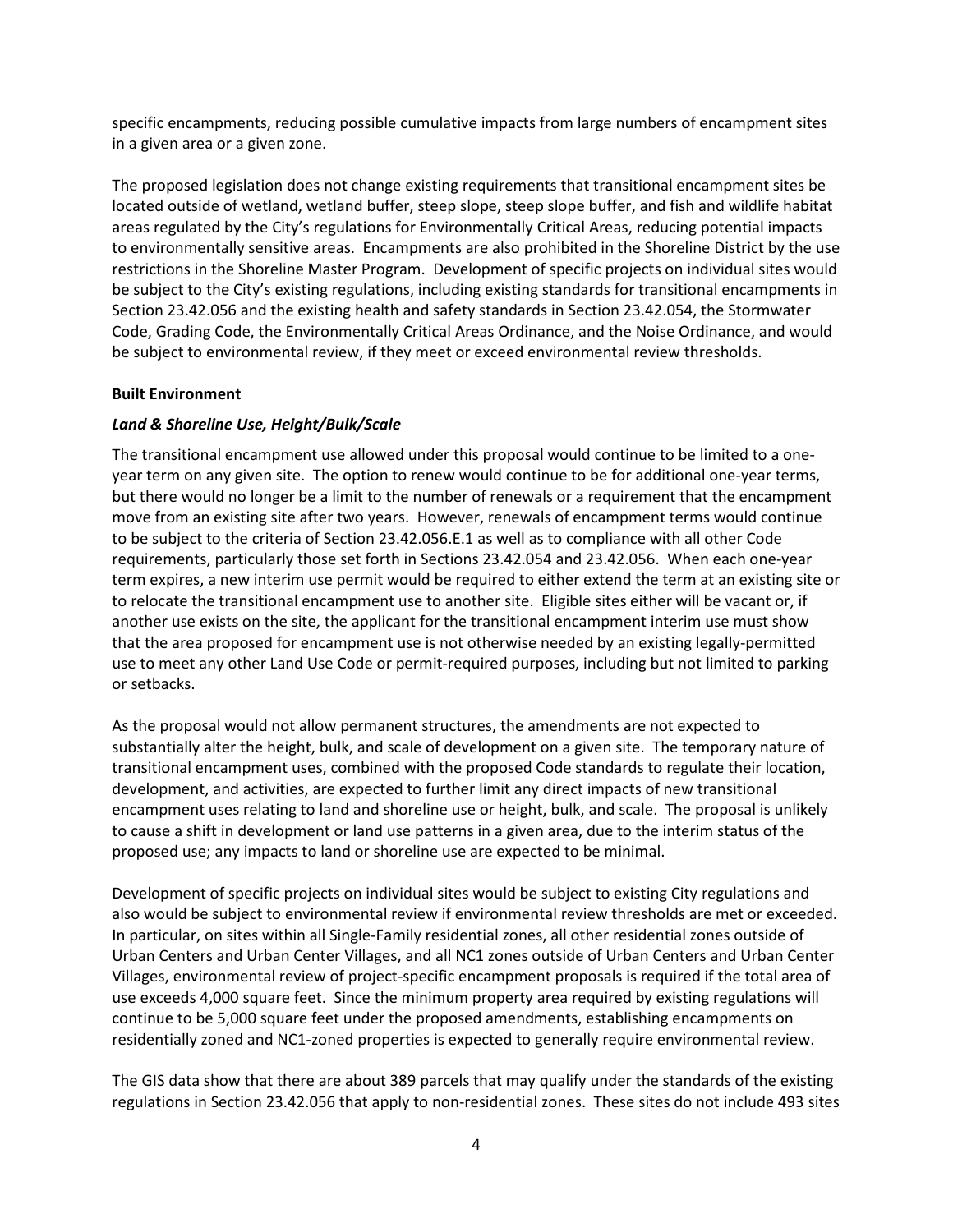specific encampments, reducing possible cumulative impacts from large numbers of encampment sites in a given area or a given zone.

The proposed legislation does not change existing requirements that transitional encampment sites be located outside of wetland, wetland buffer, steep slope, steep slope buffer, and fish and wildlife habitat areas regulated by the City's regulations for Environmentally Critical Areas, reducing potential impacts to environmentally sensitive areas. Encampments are also prohibited in the Shoreline District by the use restrictions in the Shoreline Master Program. Development of specific projects on individual sites would be subject to the City's existing regulations, including existing standards for transitional encampments in Section 23.42.056 and the existing health and safety standards in Section 23.42.054, the Stormwater Code, Grading Code, the Environmentally Critical Areas Ordinance, and the Noise Ordinance, and would be subject to environmental review, if they meet or exceed environmental review thresholds.

**Built Environment**

***Land & Shoreline Use, Height/Bulk/Scale***

The transitional encampment use allowed under this proposal would continue to be limited to a one-year term on any given site. The option to renew would continue to be for additional one-year terms, but there would no longer be a limit to the number of renewals or a requirement that the encampment move from an existing site after two years. However, renewals of encampment terms would continue to be subject to the criteria of Section 23.42.056.E.1 as well as to compliance with all other Code requirements, particularly those set forth in Sections 23.42.054 and 23.42.056. When each one-year term expires, a new interim use permit would be required to either extend the term at an existing site or to relocate the transitional encampment use to another site. Eligible sites either will be vacant or, if another use exists on the site, the applicant for the transitional encampment interim use must show that the area proposed for encampment use is not otherwise needed by an existing legally-permitted use to meet any other Land Use Code or permit-required purposes, including but not limited to parking or setbacks.

As the proposal would not allow permanent structures, the amendments are not expected to substantially alter the height, bulk, and scale of development on a given site. The temporary nature of transitional encampment uses, combined with the proposed Code standards to regulate their location, development, and activities, are expected to further limit any direct impacts of new transitional encampment uses relating to land and shoreline use or height, bulk, and scale. The proposal is unlikely to cause a shift in development or land use patterns in a given area, due to the interim status of the proposed use; any impacts to land or shoreline use are expected to be minimal.

Development of specific projects on individual sites would be subject to existing City regulations and also would be subject to environmental review if environmental review thresholds are met or exceeded. In particular, on sites within all Single-Family residential zones, all other residential zones outside of Urban Centers and Urban Center Villages, and all NC1 zones outside of Urban Centers and Urban Center Villages, environmental review of project-specific encampment proposals is required if the total area of use exceeds 4,000 square feet. Since the minimum property area required by existing regulations will continue to be 5,000 square feet under the proposed amendments, establishing encampments on residentially zoned and NC1-zoned properties is expected to generally require environmental review.

The GIS data show that there are about 389 parcels that may qualify under the standards of the existing regulations in Section 23.42.056 that apply to non-residential zones. These sites do not include 493 sites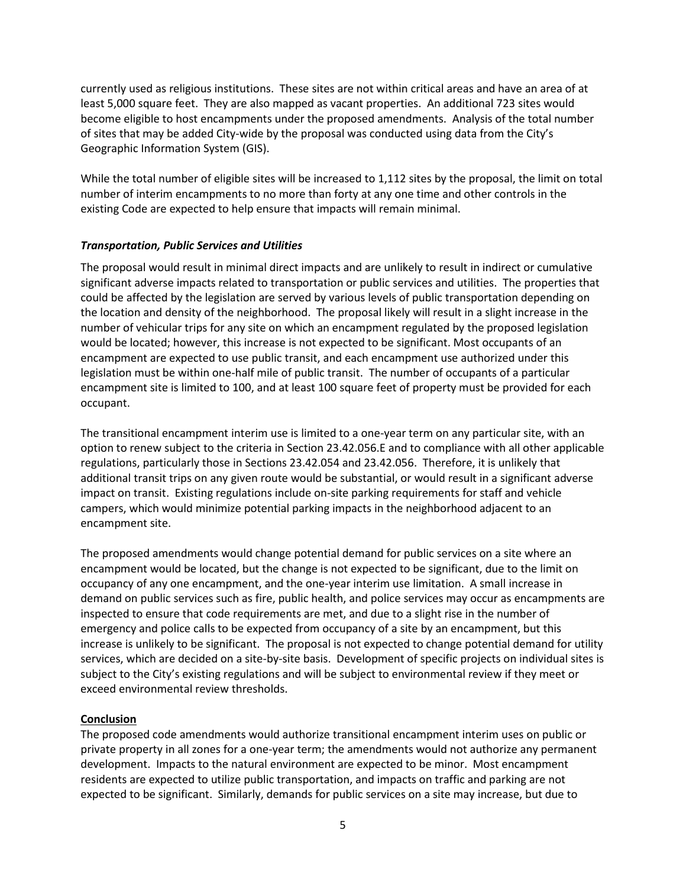currently used as religious institutions. These sites are not within critical areas and have an area of at least 5,000 square feet. They are also mapped as vacant properties. An additional 723 sites would become eligible to host encampments under the proposed amendments. Analysis of the total number of sites that may be added City-wide by the proposal was conducted using data from the City's Geographic Information System (GIS).

While the total number of eligible sites will be increased to 1,112 sites by the proposal, the limit on total number of interim encampments to no more than forty at any one time and other controls in the existing Code are expected to help ensure that impacts will remain minimal.

### *Transportation, Public Services and Utilities*

The proposal would result in minimal direct impacts and are unlikely to result in indirect or cumulative significant adverse impacts related to transportation or public services and utilities. The properties that could be affected by the legislation are served by various levels of public transportation depending on the location and density of the neighborhood. The proposal likely will result in a slight increase in the number of vehicular trips for any site on which an encampment regulated by the proposed legislation would be located; however, this increase is not expected to be significant. Most occupants of an encampment are expected to use public transit, and each encampment use authorized under this legislation must be within one-half mile of public transit. The number of occupants of a particular encampment site is limited to 100, and at least 100 square feet of property must be provided for each occupant.

The transitional encampment interim use is limited to a one-year term on any particular site, with an option to renew subject to the criteria in Section 23.42.056.E and to compliance with all other applicable regulations, particularly those in Sections 23.42.054 and 23.42.056. Therefore, it is unlikely that additional transit trips on any given route would be substantial, or would result in a significant adverse impact on transit. Existing regulations include on-site parking requirements for staff and vehicle campers, which would minimize potential parking impacts in the neighborhood adjacent to an encampment site.

The proposed amendments would change potential demand for public services on a site where an encampment would be located, but the change is not expected to be significant, due to the limit on occupancy of any one encampment, and the one-year interim use limitation. A small increase in demand on public services such as fire, public health, and police services may occur as encampments are inspected to ensure that code requirements are met, and due to a slight rise in the number of emergency and police calls to be expected from occupancy of a site by an encampment, but this increase is unlikely to be significant. The proposal is not expected to change potential demand for utility services, which are decided on a site-by-site basis. Development of specific projects on individual sites is subject to the City's existing regulations and will be subject to environmental review if they meet or exceed environmental review thresholds.

## Conclusion

The proposed code amendments would authorize transitional encampment interim uses on public or private property in all zones for a one-year term; the amendments would not authorize any permanent development. Impacts to the natural environment are expected to be minor. Most encampment residents are expected to utilize public transportation, and impacts on traffic and parking are not expected to be significant. Similarly, demands for public services on a site may increase, but due to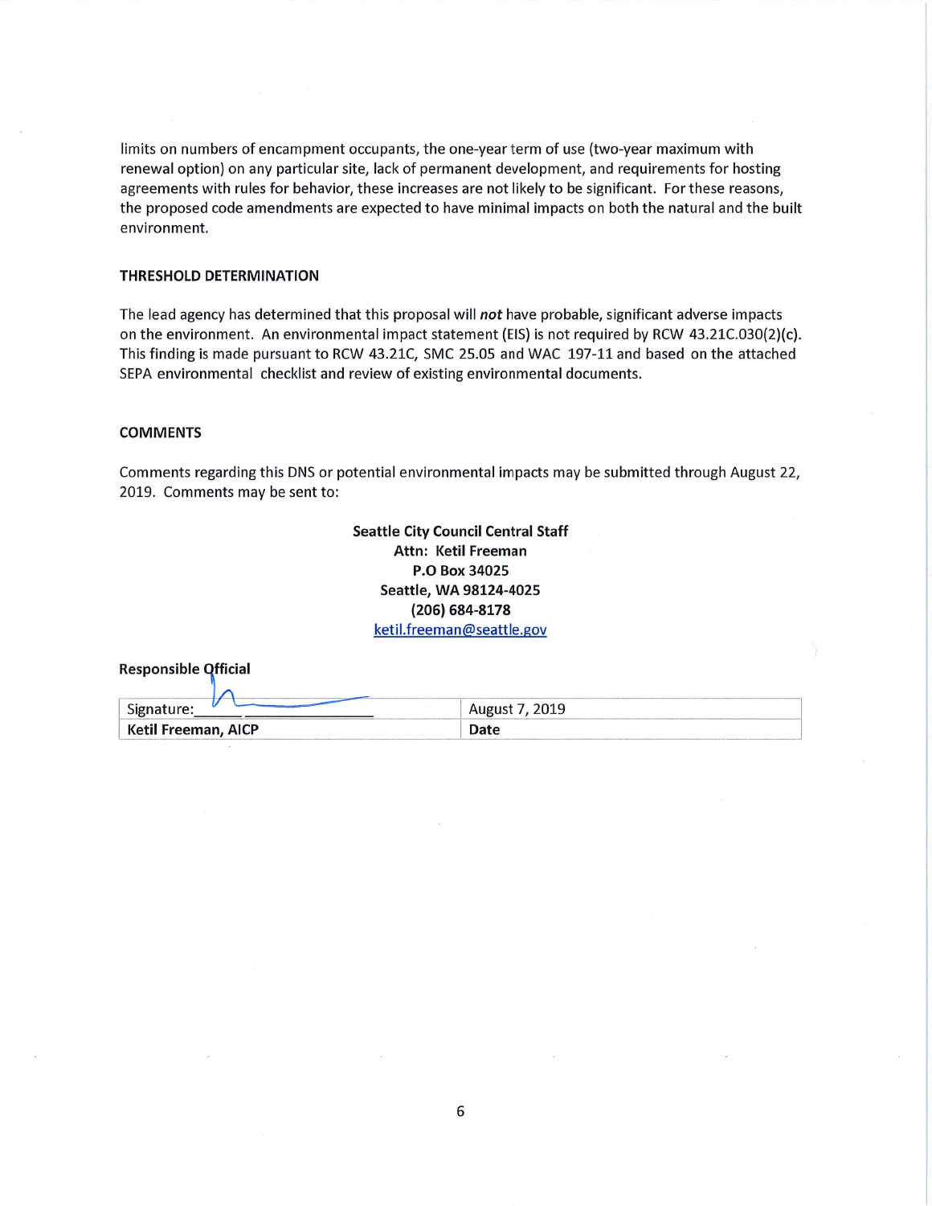limits on numbers of encampment occupants, the one-year term of use (two-year maximum with renewal option) on any particular site, lack of permanent development, and requirements for hosting agreements with rules for behavior, these increases are not likely to be significant. For these reasons, the proposed code amendments are expected to have minimal impacts on both the natural and the built environment.

## THRESHOLD DETERMINATION

The lead agency has determined that this proposal will ***not*** have probable, significant adverse impacts on the environment. An environmental impact statement (EIS) is not required by RCW 43.21C.030(2)(c). This finding is made pursuant to RCW 43.21C, SMC 25.05 and WAC 197-11 and based on the attached SEPA environmental checklist and review of existing environmental documents.

## COMMENTS

Comments regarding this DNS or potential environmental impacts may be submitted through August 22, 2019. Comments may be sent to:

**Seattle City Council Central Staff**
**Attn: Ketil Freeman**
**P.O Box 34025**
**Seattle, WA 98124-4025**
**(206) 684-8178**
ketil.freeman@seattle.gov

**Responsible Official**

| | |
|---|---|
| Signature: ____________ | August 7, 2019 |
| **Ketil Freeman, AICP** | **Date** |